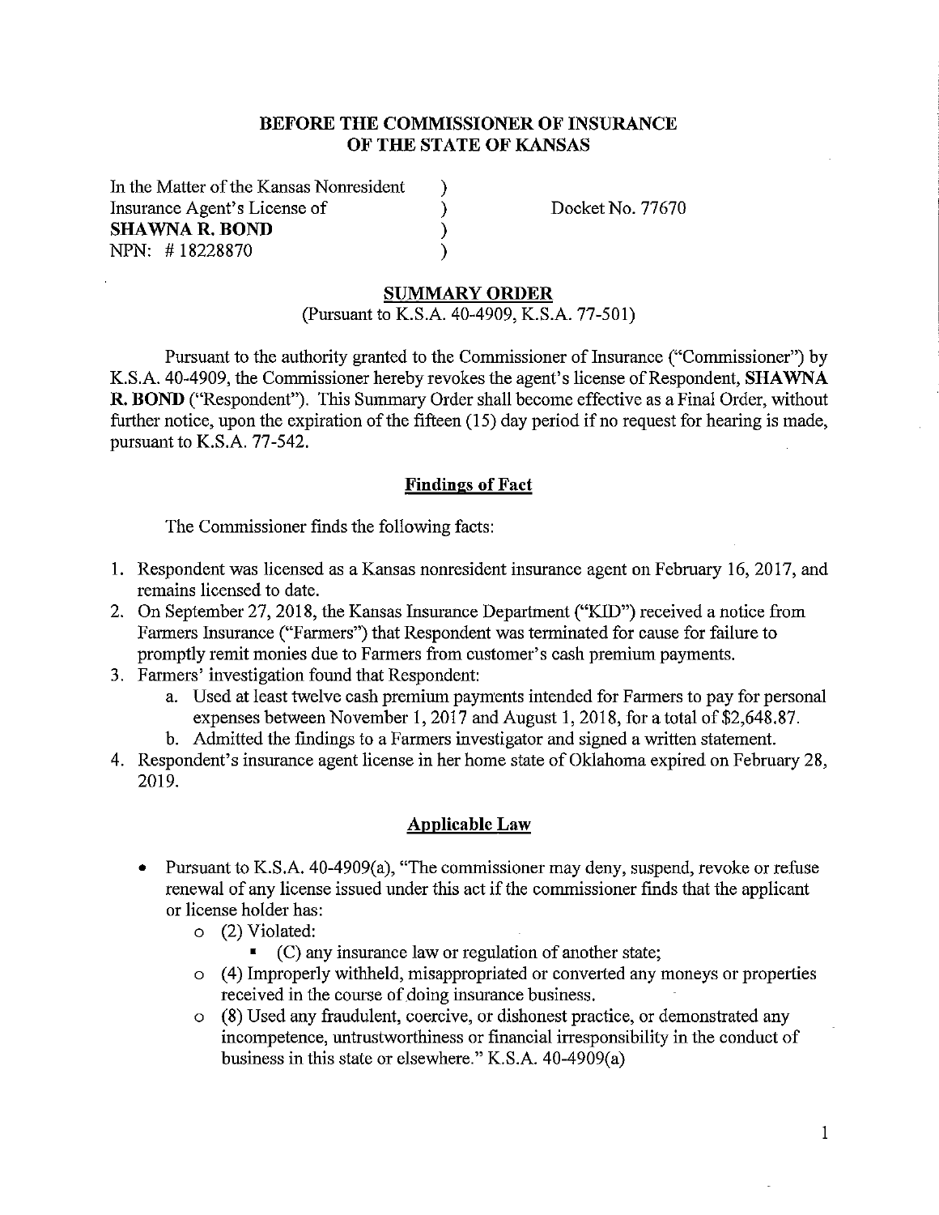**BEFORE THE COMMISSIONER OF INSURANCE**
**OF THE STATE OF KANSAS**

In the Matter of the Kansas Nonresident )
Insurance Agent's License of ) Docket No. 77670
**SHAWNA R. BOND** )
NPN: # 18228870 )

## SUMMARY ORDER

(Pursuant to K.S.A. 40-4909, K.S.A. 77-501)

Pursuant to the authority granted to the Commissioner of Insurance ("Commissioner") by K.S.A. 40-4909, the Commissioner hereby revokes the agent's license of Respondent, **SHAWNA R. BOND** ("Respondent"). This Summary Order shall become effective as a Final Order, without further notice, upon the expiration of the fifteen (15) day period if no request for hearing is made, pursuant to K.S.A. 77-542.

## Findings of Fact

The Commissioner finds the following facts:

1. Respondent was licensed as a Kansas nonresident insurance agent on February 16, 2017, and remains licensed to date.
2. On September 27, 2018, the Kansas Insurance Department ("KID") received a notice from Farmers Insurance ("Farmers") that Respondent was terminated for cause for failure to promptly remit monies due to Farmers from customer's cash premium payments.
3. Farmers' investigation found that Respondent:
   a. Used at least twelve cash premium payments intended for Farmers to pay for personal expenses between November 1, 2017 and August 1, 2018, for a total of $2,648.87.
   b. Admitted the findings to a Farmers investigator and signed a written statement.
4. Respondent's insurance agent license in her home state of Oklahoma expired on February 28, 2019.

## Applicable Law

- Pursuant to K.S.A. 40-4909(a), "The commissioner may deny, suspend, revoke or refuse renewal of any license issued under this act if the commissioner finds that the applicant or license holder has:
  - (2) Violated:
    - (C) any insurance law or regulation of another state;
  - (4) Improperly withheld, misappropriated or converted any moneys or properties received in the course of doing insurance business.
  - (8) Used any fraudulent, coercive, or dishonest practice, or demonstrated any incompetence, untrustworthiness or financial irresponsibility in the conduct of business in this state or elsewhere." K.S.A. 40-4909(a)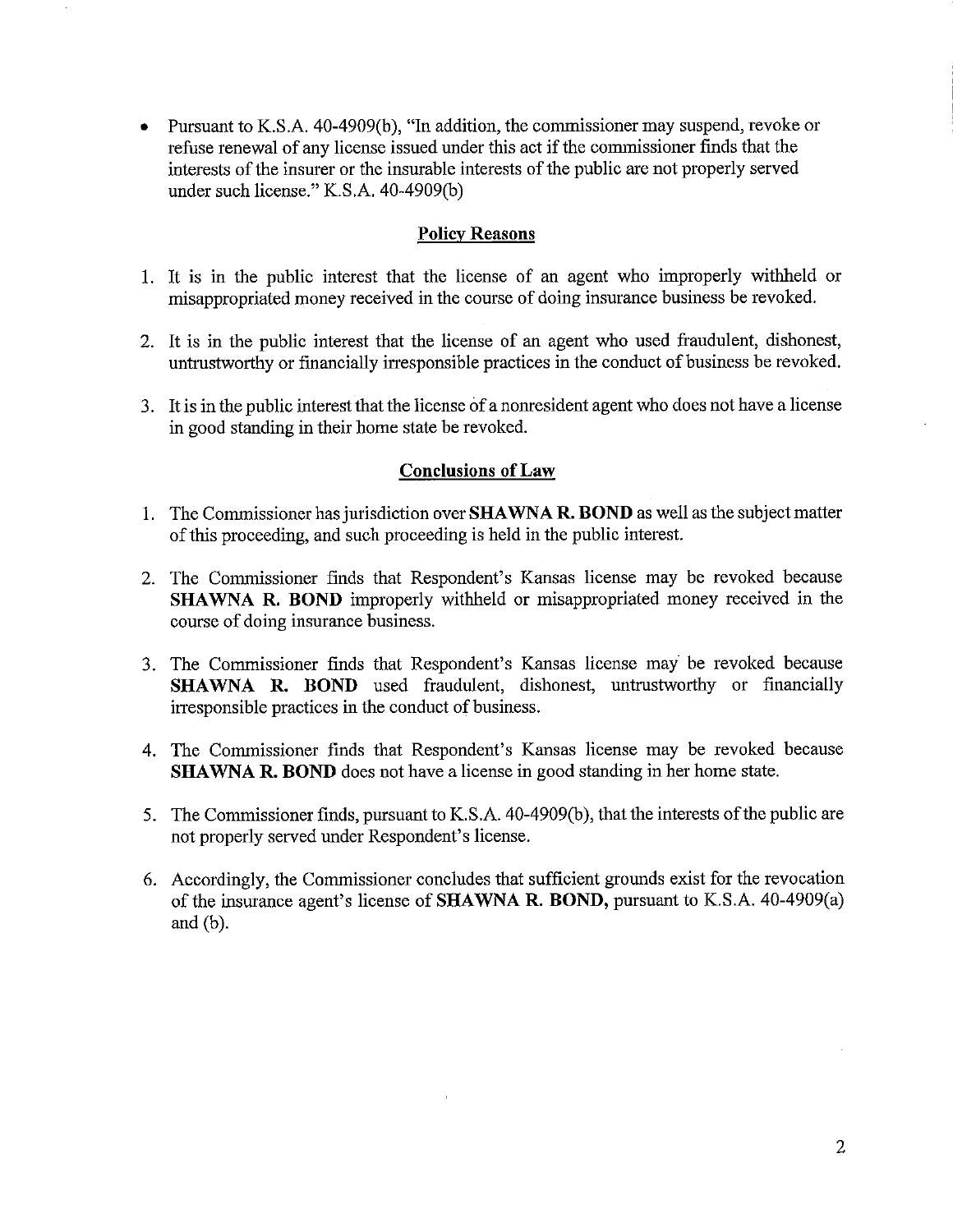- Pursuant to K.S.A. 40-4909(b), "In addition, the commissioner may suspend, revoke or refuse renewal of any license issued under this act if the commissioner finds that the interests of the insurer or the insurable interests of the public are not properly served under such license." K.S.A. 40-4909(b)

## Policy Reasons

1. It is in the public interest that the license of an agent who improperly withheld or misappropriated money received in the course of doing insurance business be revoked.

2. It is in the public interest that the license of an agent who used fraudulent, dishonest, untrustworthy or financially irresponsible practices in the conduct of business be revoked.

3. It is in the public interest that the license of a nonresident agent who does not have a license in good standing in their home state be revoked.

## Conclusions of Law

1. The Commissioner has jurisdiction over **SHAWNA R. BOND** as well as the subject matter of this proceeding, and such proceeding is held in the public interest.

2. The Commissioner finds that Respondent's Kansas license may be revoked because **SHAWNA R. BOND** improperly withheld or misappropriated money received in the course of doing insurance business.

3. The Commissioner finds that Respondent's Kansas license may be revoked because **SHAWNA R. BOND** used fraudulent, dishonest, untrustworthy or financially irresponsible practices in the conduct of business.

4. The Commissioner finds that Respondent's Kansas license may be revoked because **SHAWNA R. BOND** does not have a license in good standing in her home state.

5. The Commissioner finds, pursuant to K.S.A. 40-4909(b), that the interests of the public are not properly served under Respondent's license.

6. Accordingly, the Commissioner concludes that sufficient grounds exist for the revocation of the insurance agent's license of **SHAWNA R. BOND,** pursuant to K.S.A. 40-4909(a) and (b).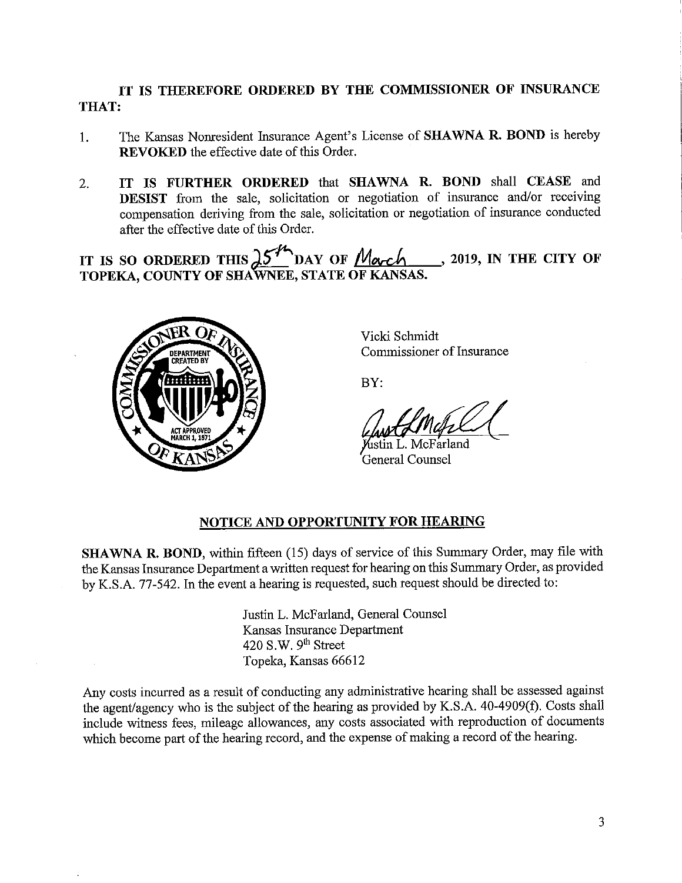**IT IS THEREFORE ORDERED BY THE COMMISSIONER OF INSURANCE THAT:**

1. The Kansas Nonresident Insurance Agent's License of **SHAWNA R. BOND** is hereby **REVOKED** the effective date of this Order.

2. **IT IS FURTHER ORDERED** that **SHAWNA R. BOND** shall **CEASE** and **DESIST** from the sale, solicitation or negotiation of insurance and/or receiving compensation deriving from the sale, solicitation or negotiation of insurance conducted after the effective date of this Order.

**IT IS SO ORDERED THIS 25th DAY OF March, 2019, IN THE CITY OF TOPEKA, COUNTY OF SHAWNEE, STATE OF KANSAS.**

Vicki Schmidt
Commissioner of Insurance

BY:

Justin L. McFarland
General Counsel

## NOTICE AND OPPORTUNITY FOR HEARING

**SHAWNA R. BOND**, within fifteen (15) days of service of this Summary Order, may file with the Kansas Insurance Department a written request for hearing on this Summary Order, as provided by K.S.A. 77-542. In the event a hearing is requested, such request should be directed to:

Justin L. McFarland, General Counsel
Kansas Insurance Department
420 S.W. 9th Street
Topeka, Kansas 66612

Any costs incurred as a result of conducting any administrative hearing shall be assessed against the agent/agency who is the subject of the hearing as provided by K.S.A. 40-4909(f). Costs shall include witness fees, mileage allowances, any costs associated with reproduction of documents which become part of the hearing record, and the expense of making a record of the hearing.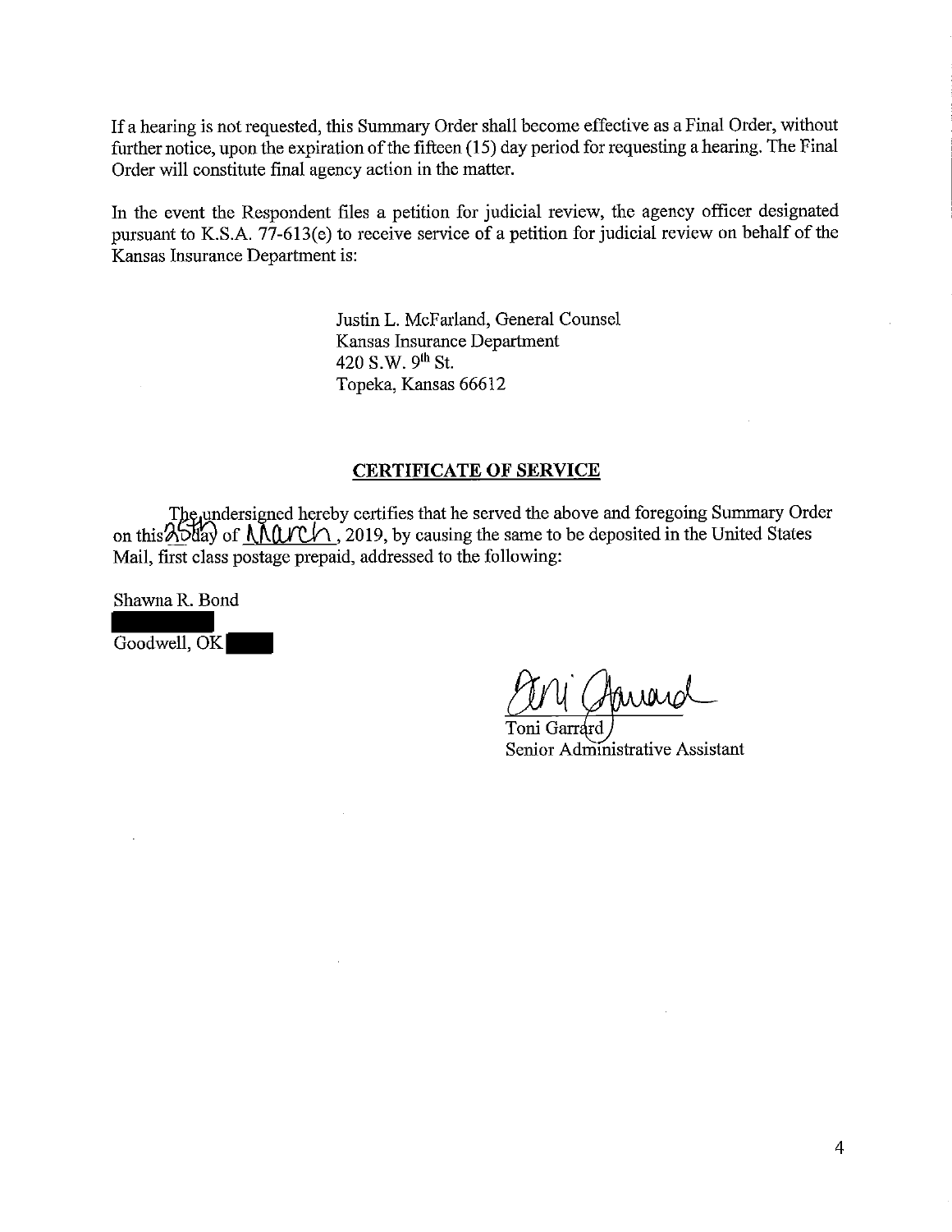If a hearing is not requested, this Summary Order shall become effective as a Final Order, without further notice, upon the expiration of the fifteen (15) day period for requesting a hearing. The Final Order will constitute final agency action in the matter.

In the event the Respondent files a petition for judicial review, the agency officer designated pursuant to K.S.A. 77-613(e) to receive service of a petition for judicial review on behalf of the Kansas Insurance Department is:

Justin L. McFarland, General Counsel
Kansas Insurance Department
420 S.W. 9th St.
Topeka, Kansas 66612

## CERTIFICATE OF SERVICE

The undersigned hereby certifies that he served the above and foregoing Summary Order on this 25th day of March, 2019, by causing the same to be deposited in the United States Mail, first class postage prepaid, addressed to the following:

Shawna R. Bond
[REDACTED]
Goodwell, OK [REDACTED]

Toni Garrard
Senior Administrative Assistant